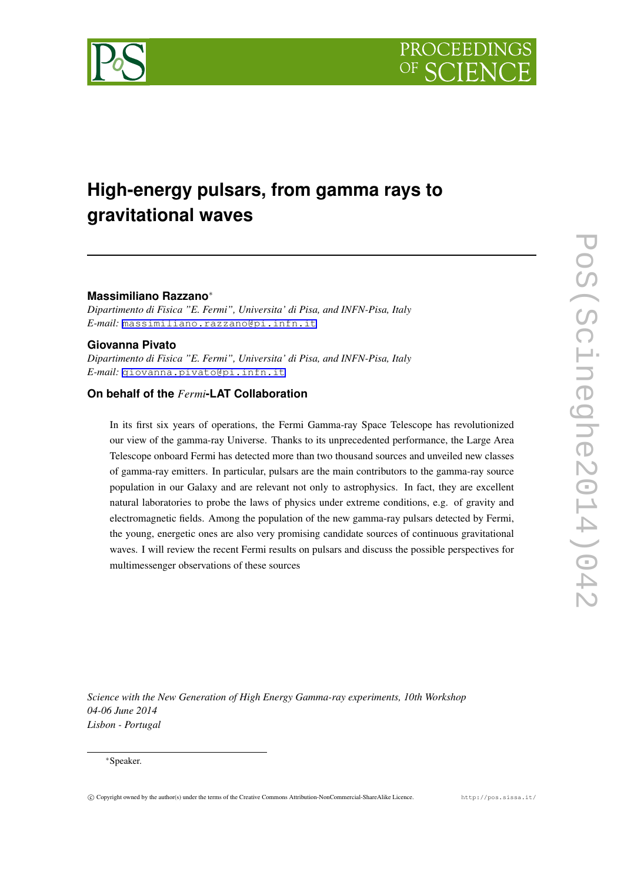# High-energy pulsars, from gamma rays to gravitational waves

**Massimiliano Razzano***

*Dipartimento di Fisica "E. Fermi", Universita' di Pisa, and INFN-Pisa, Italy*

*E-mail:* massimiliano.razzano@pi.infn.it

**Giovanna Pivato**

*Dipartimento di Fisica "E. Fermi", Universita' di Pisa, and INFN-Pisa, Italy*

*E-mail:* giovanna.pivato@pi.infn.it

**On behalf of the *Fermi*-LAT Collaboration**

In its first six years of operations, the Fermi Gamma-ray Space Telescope has revolutionized our view of the gamma-ray Universe. Thanks to its unprecedented performance, the Large Area Telescope onboard Fermi has detected more than two thousand sources and unveiled new classes of gamma-ray emitters. In particular, pulsars are the main contributors to the gamma-ray source population in our Galaxy and are relevant not only to astrophysics. In fact, they are excellent natural laboratories to probe the laws of physics under extreme conditions, e.g. of gravity and electromagnetic fields. Among the population of the new gamma-ray pulsars detected by Fermi, the young, energetic ones are also very promising candidate sources of continuous gravitational waves. I will review the recent Fermi results on pulsars and discuss the possible perspectives for multimessenger observations of these sources

*Science with the New Generation of High Energy Gamma-ray experiments, 10th Workshop*
*04-06 June 2014*
*Lisbon - Portugal*

*Speaker.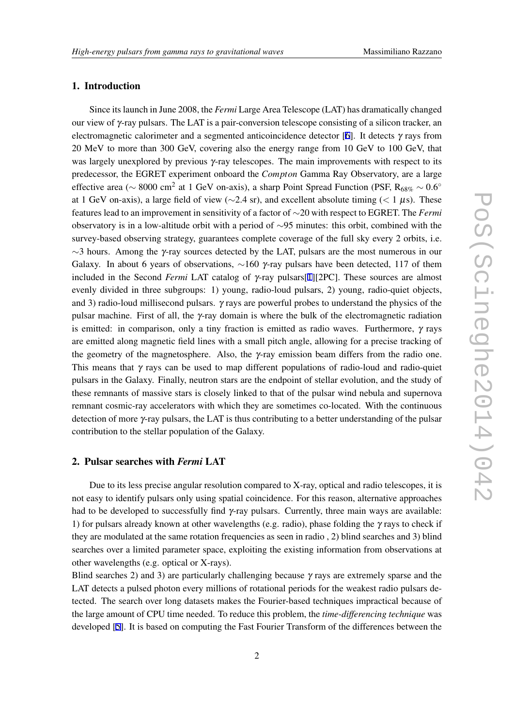## 1. Introduction

Since its launch in June 2008, the *Fermi* Large Area Telescope (LAT) has dramatically changed our view of $\gamma$-ray pulsars. The LAT is a pair-conversion telescope consisting of a silicon tracker, an electromagnetic calorimeter and a segmented anticoincidence detector [6]. It detects $\gamma$ rays from 20 MeV to more than 300 GeV, covering also the energy range from 10 GeV to 100 GeV, that was largely unexplored by previous $\gamma$-ray telescopes. The main improvements with respect to its predecessor, the EGRET experiment onboard the *Compton* Gamma Ray Observatory, are a large effective area ($\sim$ 8000 cm$^2$ at 1 GeV on-axis), a sharp Point Spread Function (PSF, $R_{68\%} \sim 0.6^\circ$ at 1 GeV on-axis), a large field of view ($\sim$2.4 sr), and excellent absolute timing ($< 1\ \mu$s). These features lead to an improvement in sensitivity of a factor of $\sim$20 with respect to EGRET. The *Fermi* observatory is in a low-altitude orbit with a period of $\sim$95 minutes: this orbit, combined with the survey-based observing strategy, guarantees complete coverage of the full sky every 2 orbits, i.e. $\sim$3 hours. Among the $\gamma$-ray sources detected by the LAT, pulsars are the most numerous in our Galaxy. In about 6 years of observations, $\sim$160 $\gamma$-ray pulsars have been detected, 117 of them included in the Second *Fermi* LAT catalog of $\gamma$-ray pulsars[1][2PC]. These sources are almost evenly divided in three subgroups: 1) young, radio-loud pulsars, 2) young, radio-quiet objects, and 3) radio-loud millisecond pulsars. $\gamma$ rays are powerful probes to understand the physics of the pulsar machine. First of all, the $\gamma$-ray domain is where the bulk of the electromagnetic radiation is emitted: in comparison, only a tiny fraction is emitted as radio waves. Furthermore, $\gamma$ rays are emitted along magnetic field lines with a small pitch angle, allowing for a precise tracking of the geometry of the magnetosphere. Also, the $\gamma$-ray emission beam differs from the radio one. This means that $\gamma$ rays can be used to map different populations of radio-loud and radio-quiet pulsars in the Galaxy. Finally, neutron stars are the endpoint of stellar evolution, and the study of these remnants of massive stars is closely linked to that of the pulsar wind nebula and supernova remnant cosmic-ray accelerators with which they are sometimes co-located. With the continuous detection of more $\gamma$-ray pulsars, the LAT is thus contributing to a better understanding of the pulsar contribution to the stellar population of the Galaxy.

## 2. Pulsar searches with *Fermi* LAT

Due to its less precise angular resolution compared to X-ray, optical and radio telescopes, it is not easy to identify pulsars only using spatial coincidence. For this reason, alternative approaches had to be developed to successfully find $\gamma$-ray pulsars. Currently, three main ways are available: 1) for pulsars already known at other wavelengths (e.g. radio), phase folding the $\gamma$ rays to check if they are modulated at the same rotation frequencies as seen in radio , 2) blind searches and 3) blind searches over a limited parameter space, exploiting the existing information from observations at other wavelengths (e.g. optical or X-rays).

Blind searches 2) and 3) are particularly challenging because $\gamma$ rays are extremely sparse and the LAT detects a pulsed photon every millions of rotational periods for the weakest radio pulsars detected. The search over long datasets makes the Fourier-based techniques impractical because of the large amount of CPU time needed. To reduce this problem, the *time-differencing technique* was developed [5]. It is based on computing the Fast Fourier Transform of the differences between the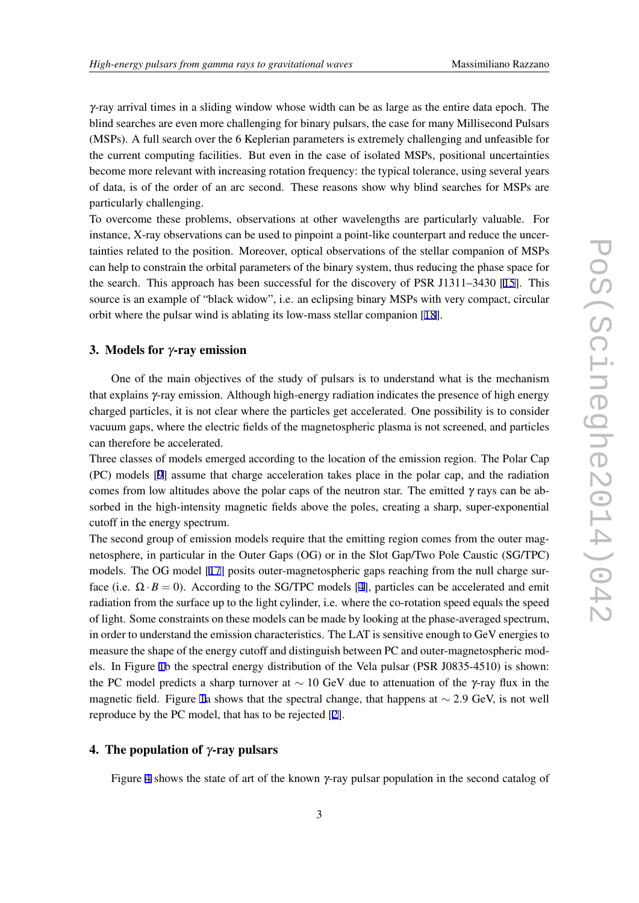$\gamma$-ray arrival times in a sliding window whose width can be as large as the entire data epoch. The blind searches are even more challenging for binary pulsars, the case for many Millisecond Pulsars (MSPs). A full search over the 6 Keplerian parameters is extremely challenging and unfeasible for the current computing facilities. But even in the case of isolated MSPs, positional uncertainties become more relevant with increasing rotation frequency: the typical tolerance, using several years of data, is of the order of an arc second. These reasons show why blind searches for MSPs are particularly challenging.
To overcome these problems, observations at other wavelengths are particularly valuable. For instance, X-ray observations can be used to pinpoint a point-like counterpart and reduce the uncertainties related to the position. Moreover, optical observations of the stellar companion of MSPs can help to constrain the orbital parameters of the binary system, thus reducing the phase space for the search. This approach has been successful for the discovery of PSR J1311–3430 [15]. This source is an example of "black widow", i.e. an eclipsing binary MSPs with very compact, circular orbit where the pulsar wind is ablating its low-mass stellar companion [18].

## 3. Models for $\gamma$-ray emission

One of the main objectives of the study of pulsars is to understand what is the mechanism that explains $\gamma$-ray emission. Although high-energy radiation indicates the presence of high energy charged particles, it is not clear where the particles get accelerated. One possibility is to consider vacuum gaps, where the electric fields of the magnetospheric plasma is not screened, and particles can therefore be accelerated.
Three classes of models emerged according to the location of the emission region. The Polar Cap (PC) models [9] assume that charge acceleration takes place in the polar cap, and the radiation comes from low altitudes above the polar caps of the neutron star. The emitted $\gamma$ rays can be absorbed in the high-intensity magnetic fields above the poles, creating a sharp, super-exponential cutoff in the energy spectrum.
The second group of emission models require that the emitting region comes from the outer magnetosphere, in particular in the Outer Gaps (OG) or in the Slot Gap/Two Pole Caustic (SG/TPC) models. The OG model [17] posits outer-magnetospheric gaps reaching from the null charge surface (i.e. $\Omega \cdot B = 0$). According to the SG/TPC models [4], particles can be accelerated and emit radiation from the surface up to the light cylinder, i.e. where the co-rotation speed equals the speed of light. Some constraints on these models can be made by looking at the phase-averaged spectrum, in order to understand the emission characteristics. The LAT is sensitive enough to GeV energies to measure the shape of the energy cutoff and distinguish between PC and outer-magnetospheric models. In Figure 1b the spectral energy distribution of the Vela pulsar (PSR J0835-4510) is shown: the PC model predicts a sharp turnover at $\sim 10$ GeV due to attenuation of the $\gamma$-ray flux in the magnetic field. Figure 1a shows that the spectral change, that happens at $\sim 2.9$ GeV, is not well reproduce by the PC model, that has to be rejected [2].

## 4. The population of $\gamma$-ray pulsars

Figure 4 shows the state of art of the known $\gamma$-ray pulsar population in the second catalog of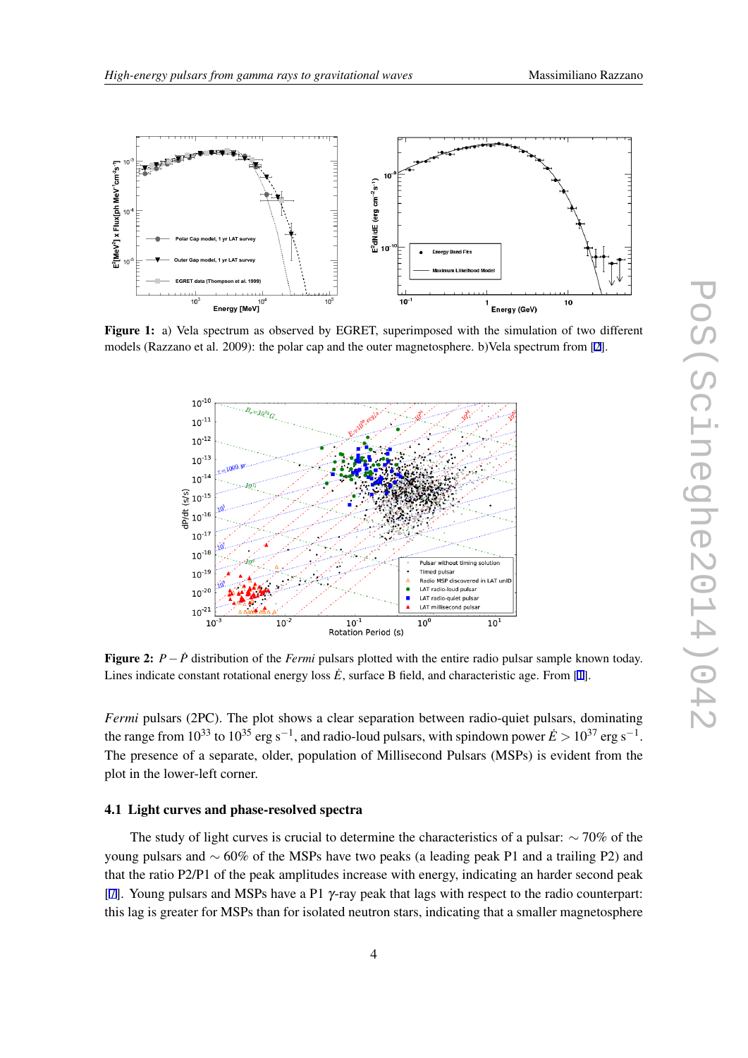**Figure 1:** a) Vela spectrum as observed by EGRET, superimposed with the simulation of two different models (Razzano et al. 2009): the polar cap and the outer magnetosphere. b)Vela spectrum from [2].

**Figure 2:** $P-\dot{P}$ distribution of the *Fermi* pulsars plotted with the entire radio pulsar sample known today. Lines indicate constant rotational energy loss $\dot{E}$, surface B field, and characteristic age. From [1].

*Fermi* pulsars (2PC). The plot shows a clear separation between radio-quiet pulsars, dominating the range from $10^{33}$ to $10^{35}$ erg s$^{-1}$, and radio-loud pulsars, with spindown power $\dot{E} > 10^{37}$ erg s$^{-1}$. The presence of a separate, older, population of Millisecond Pulsars (MSPs) is evident from the plot in the lower-left corner.

### 4.1 Light curves and phase-resolved spectra

The study of light curves is crucial to determine the characteristics of a pulsar: $\sim 70\%$ of the young pulsars and $\sim 60\%$ of the MSPs have two peaks (a leading peak P1 and a trailing P2) and that the ratio P2/P1 of the peak amplitudes increase with energy, indicating an harder second peak [7]. Young pulsars and MSPs have a P1 $\gamma$-ray peak that lags with respect to the radio counterpart: this lag is greater for MSPs than for isolated neutron stars, indicating that a smaller magnetosphere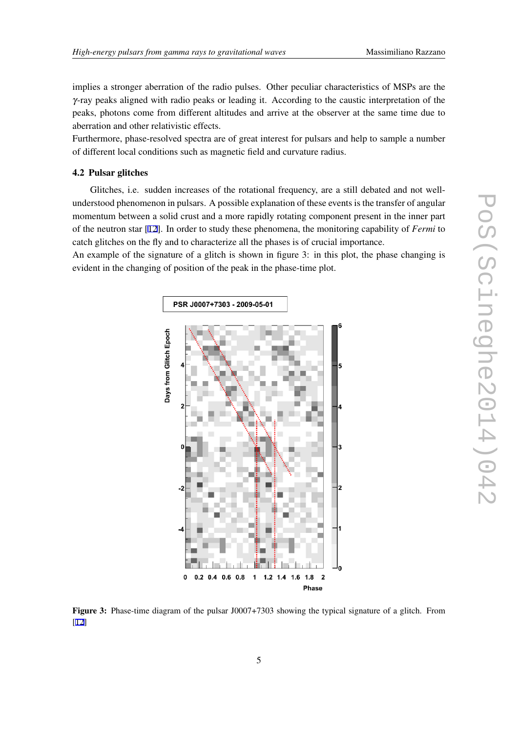implies a stronger aberration of the radio pulses. Other peculiar characteristics of MSPs are the $\gamma$-ray peaks aligned with radio peaks or leading it. According to the caustic interpretation of the peaks, photons come from different altitudes and arrive at the observer at the same time due to aberration and other relativistic effects.

Furthermore, phase-resolved spectra are of great interest for pulsars and help to sample a number of different local conditions such as magnetic field and curvature radius.

### 4.2 Pulsar glitches

Glitches, i.e. sudden increases of the rotational frequency, are a still debated and not well-understood phenomenon in pulsars. A possible explanation of these events is the transfer of angular momentum between a solid crust and a more rapidly rotating component present in the inner part of the neutron star [12]. In order to study these phenomena, the monitoring capability of *Fermi* to catch glitches on the fly and to characterize all the phases is of crucial importance.

An example of the signature of a glitch is shown in figure 3: in this plot, the phase changing is evident in the changing of position of the peak in the phase-time plot.

**Figure 3:** Phase-time diagram of the pulsar J0007+7303 showing the typical signature of a glitch. From [12]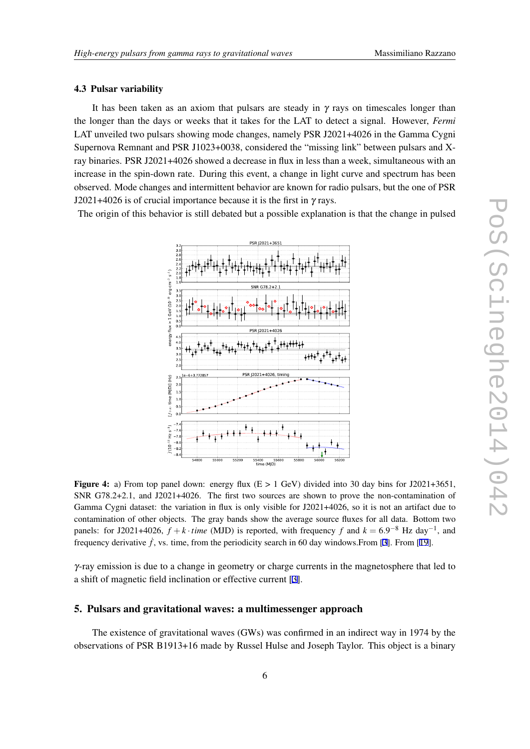### 4.3 Pulsar variability

It has been taken as an axiom that pulsars are steady in $\gamma$ rays on timescales longer than the longer than the days or weeks that it takes for the LAT to detect a signal. However, *Fermi* LAT unveiled two pulsars showing mode changes, namely PSR J2021+4026 in the Gamma Cygni Supernova Remnant and PSR J1023+0038, considered the "missing link" between pulsars and X-ray binaries. PSR J2021+4026 showed a decrease in flux in less than a week, simultaneous with an increase in the spin-down rate. During this event, a change in light curve and spectrum has been observed. Mode changes and intermittent behavior are known for radio pulsars, but the one of PSR J2021+4026 is of crucial importance because it is the first in $\gamma$ rays.

The origin of this behavior is still debated but a possible explanation is that the change in pulsed

**Figure 4:** a) From top panel down: energy flux (E > 1 GeV) divided into 30 day bins for J2021+3651, SNR G78.2+2.1, and J2021+4026. The first two sources are shown to prove the non-contamination of Gamma Cygni dataset: the variation in flux is only visible for J2021+4026, so it is not an artifact due to contamination of other objects. The gray bands show the average source fluxes for all data. Bottom two panels: for J2021+4026, $f + k \cdot time$ (MJD) is reported, with frequency $f$ and $k = 6.9^{-8}$ Hz day$^{-1}$, and frequency derivative $\dot{f}$, vs. time, from the periodicity search in 60 day windows.From [3]. From [19].

$\gamma$-ray emission is due to a change in geometry or charge currents in the magnetosphere that led to a shift of magnetic field inclination or effective current [3].

## 5. Pulsars and gravitational waves: a multimessenger approach

The existence of gravitational waves (GWs) was confirmed in an indirect way in 1974 by the observations of PSR B1913+16 made by Russel Hulse and Joseph Taylor. This object is a binary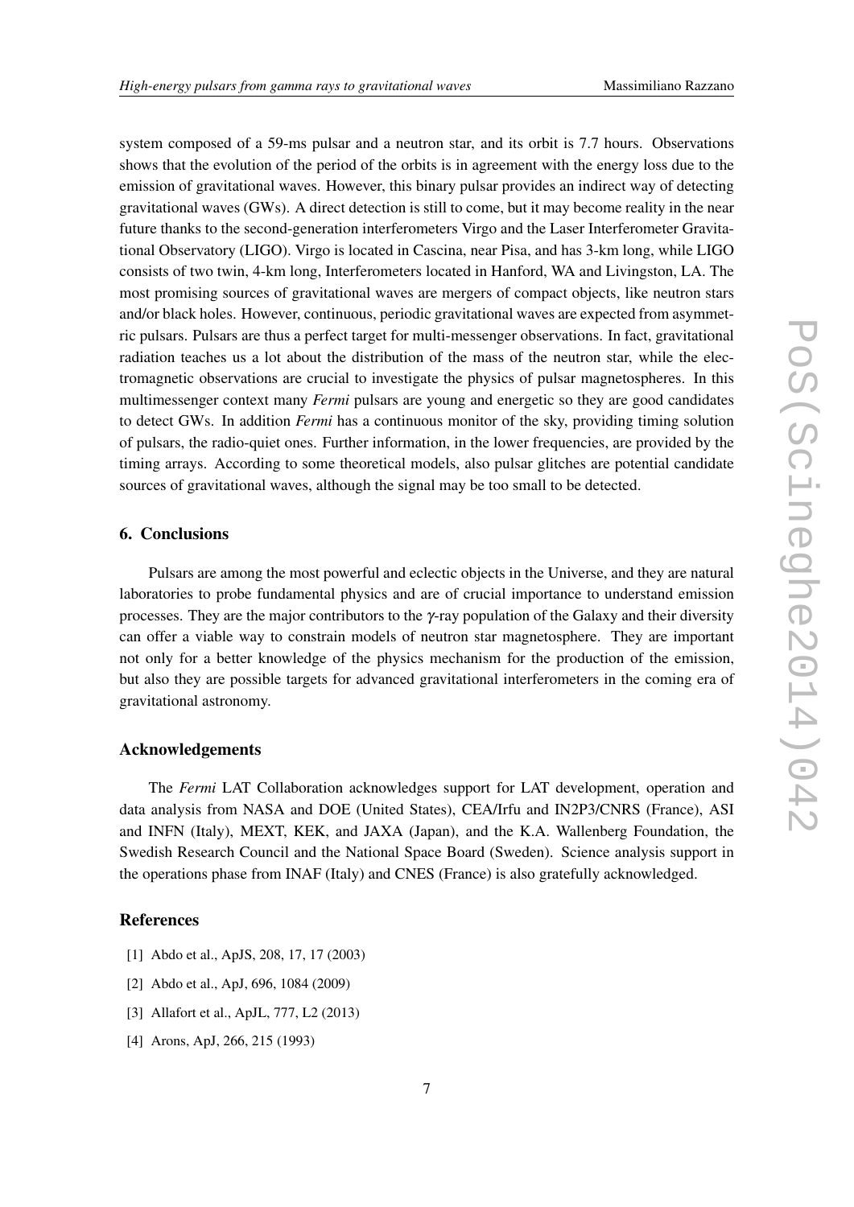system composed of a 59-ms pulsar and a neutron star, and its orbit is 7.7 hours. Observations shows that the evolution of the period of the orbits is in agreement with the energy loss due to the emission of gravitational waves. However, this binary pulsar provides an indirect way of detecting gravitational waves (GWs). A direct detection is still to come, but it may become reality in the near future thanks to the second-generation interferometers Virgo and the Laser Interferometer Gravitational Observatory (LIGO). Virgo is located in Cascina, near Pisa, and has 3-km long, while LIGO consists of two twin, 4-km long, Interferometers located in Hanford, WA and Livingston, LA. The most promising sources of gravitational waves are mergers of compact objects, like neutron stars and/or black holes. However, continuous, periodic gravitational waves are expected from asymmetric pulsars. Pulsars are thus a perfect target for multi-messenger observations. In fact, gravitational radiation teaches us a lot about the distribution of the mass of the neutron star, while the electromagnetic observations are crucial to investigate the physics of pulsar magnetospheres. In this multimessenger context many *Fermi* pulsars are young and energetic so they are good candidates to detect GWs. In addition *Fermi* has a continuous monitor of the sky, providing timing solution of pulsars, the radio-quiet ones. Further information, in the lower frequencies, are provided by the timing arrays. According to some theoretical models, also pulsar glitches are potential candidate sources of gravitational waves, although the signal may be too small to be detected.

## 6. Conclusions

Pulsars are among the most powerful and eclectic objects in the Universe, and they are natural laboratories to probe fundamental physics and are of crucial importance to understand emission processes. They are the major contributors to the $\gamma$-ray population of the Galaxy and their diversity can offer a viable way to constrain models of neutron star magnetosphere. They are important not only for a better knowledge of the physics mechanism for the production of the emission, but also they are possible targets for advanced gravitational interferometers in the coming era of gravitational astronomy.

## Acknowledgements

The *Fermi* LAT Collaboration acknowledges support for LAT development, operation and data analysis from NASA and DOE (United States), CEA/Irfu and IN2P3/CNRS (France), ASI and INFN (Italy), MEXT, KEK, and JAXA (Japan), and the K.A. Wallenberg Foundation, the Swedish Research Council and the National Space Board (Sweden). Science analysis support in the operations phase from INAF (Italy) and CNES (France) is also gratefully acknowledged.

## References

[1] Abdo et al., ApJS, 208, 17, 17 (2003)

[2] Abdo et al., ApJ, 696, 1084 (2009)

[3] Allafort et al., ApJL, 777, L2 (2013)

[4] Arons, ApJ, 266, 215 (1993)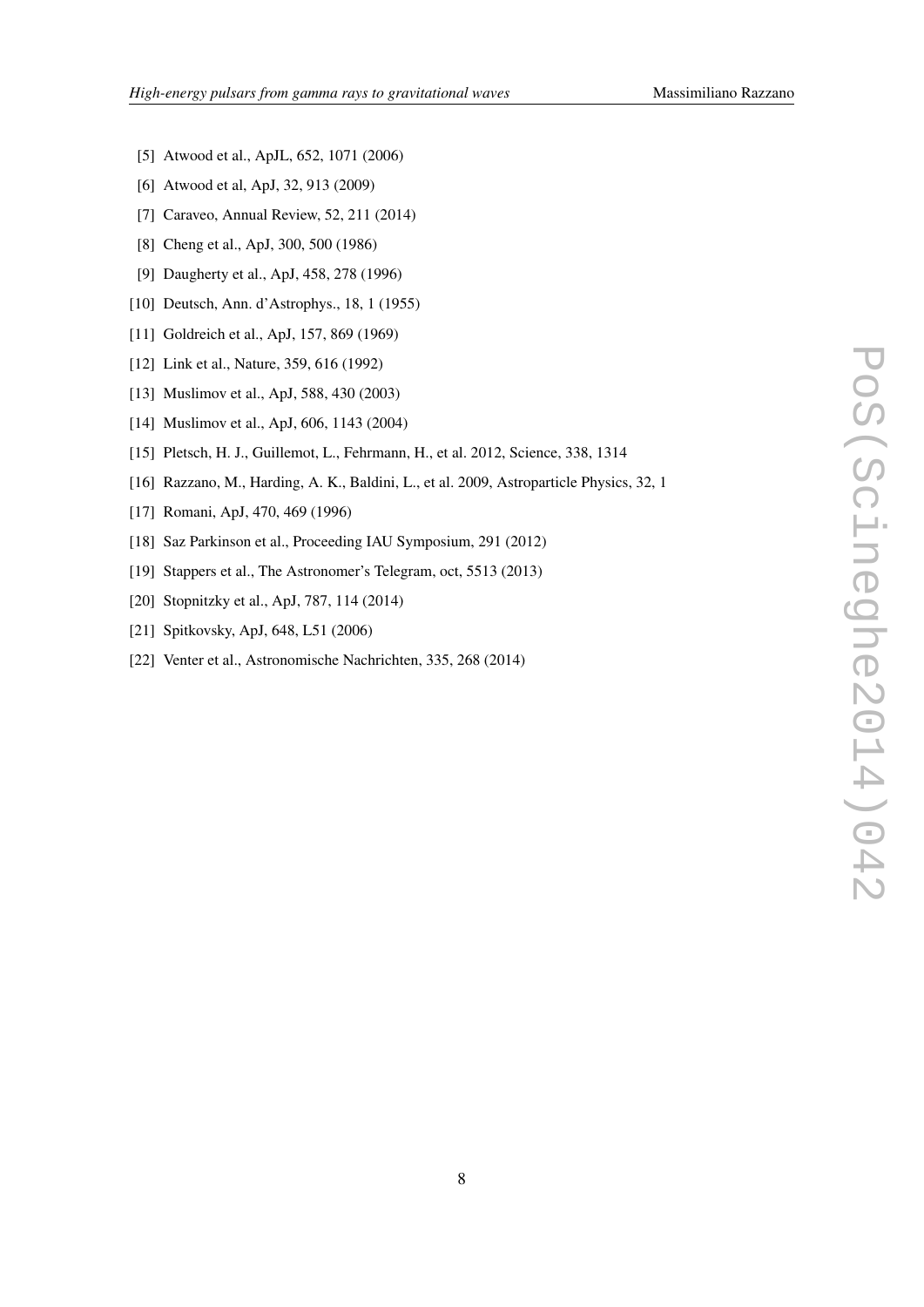[5] Atwood et al., ApJL, 652, 1071 (2006)

[6] Atwood et al, ApJ, 32, 913 (2009)

[7] Caraveo, Annual Review, 52, 211 (2014)

[8] Cheng et al., ApJ, 300, 500 (1986)

[9] Daugherty et al., ApJ, 458, 278 (1996)

[10] Deutsch, Ann. d'Astrophys., 18, 1 (1955)

[11] Goldreich et al., ApJ, 157, 869 (1969)

[12] Link et al., Nature, 359, 616 (1992)

[13] Muslimov et al., ApJ, 588, 430 (2003)

[14] Muslimov et al., ApJ, 606, 1143 (2004)

[15] Pletsch, H. J., Guillemot, L., Fehrmann, H., et al. 2012, Science, 338, 1314

[16] Razzano, M., Harding, A. K., Baldini, L., et al. 2009, Astroparticle Physics, 32, 1

[17] Romani, ApJ, 470, 469 (1996)

[18] Saz Parkinson et al., Proceeding IAU Symposium, 291 (2012)

[19] Stappers et al., The Astronomer's Telegram, oct, 5513 (2013)

[20] Stopnitzky et al., ApJ, 787, 114 (2014)

[21] Spitkovsky, ApJ, 648, L51 (2006)

[22] Venter et al., Astronomische Nachrichten, 335, 268 (2014)